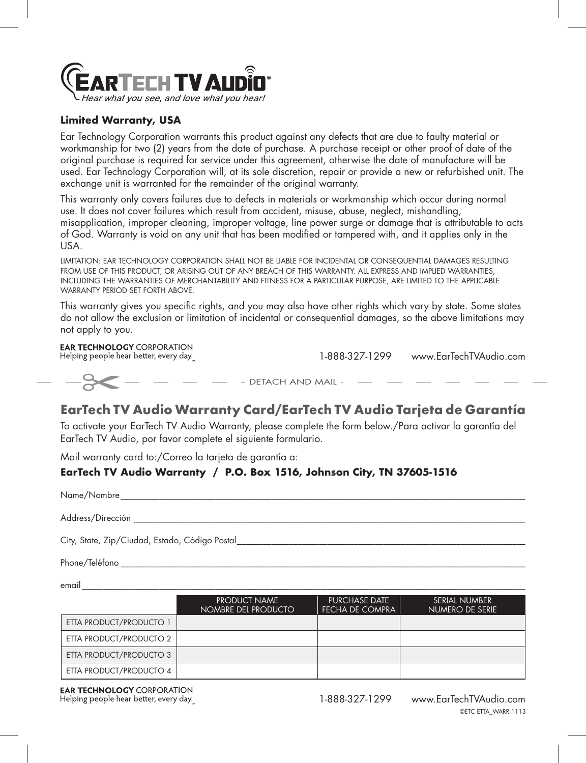# EarTech TV Audio®

*Hear what you see, and love what you hear!*

**Limited Warranty, USA**

Ear Technology Corporation warrants this product against any defects that are due to faulty material or workmanship for two (2) years from the date of purchase. A purchase receipt or other proof of date of the original purchase is required for service under this agreement, otherwise the date of manufacture will be used. Ear Technology Corporation will, at its sole discretion, repair or provide a new or refurbished unit. The exchange unit is warranted for the remainder of the original warranty.

This warranty only covers failures due to defects in materials or workmanship which occur during normal use. It does not cover failures which result from accident, misuse, abuse, neglect, mishandling, misapplication, improper cleaning, improper voltage, line power surge or damage that is attributable to acts of God. Warranty is void on any unit that has been modified or tampered with, and it applies only in the USA.

LIMITATION: EAR TECHNOLOGY CORPORATION SHALL NOT BE LIABLE FOR INCIDENTAL OR CONSEQUENTIAL DAMAGES RESULTING FROM USE OF THIS PRODUCT, OR ARISING OUT OF ANY BREACH OF THIS WARRANTY. ALL EXPRESS AND IMPLIED WARRANTIES, INCLUDING THE WARRANTIES OF MERCHANTABILITY AND FITNESS FOR A PARTICULAR PURPOSE, ARE LIMITED TO THE APPLICABLE WARRANTY PERIOD SET FORTH ABOVE.

This warranty gives you specific rights, and you may also have other rights which vary by state. Some states do not allow the exclusion or limitation of incidental or consequential damages, so the above limitations may not apply to you.

**EAR TECHNOLOGY** CORPORATION
Helping people hear better, every day.™

1-888-327-1299 www.EarTechTVAudio.com

– DETACH AND MAIL –

## EarTech TV Audio Warranty Card/EarTech TV Audio Tarjeta de Garantía

To activate your EarTech TV Audio Warranty, please complete the form below./Para activar la garantía del EarTech TV Audio, por favor complete el siguiente formulario.

Mail warranty card to:/Correo la tarjeta de garantía a:

**EarTech TV Audio Warranty / P.O. Box 1516, Johnson City, TN 37605-1516**

Name/Nombre\_\_\_\_\_\_\_\_\_\_\_\_\_\_\_\_\_\_\_\_\_\_\_\_\_\_\_\_\_\_\_\_\_\_\_\_\_\_\_\_

Address/Dirección \_\_\_\_\_\_\_\_\_\_\_\_\_\_\_\_\_\_\_\_\_\_\_\_\_\_\_\_\_\_\_\_\_\_\_\_\_\_\_\_

City, State, Zip/Ciudad, Estado, Código Postal\_\_\_\_\_\_\_\_\_\_\_\_\_\_\_\_\_\_\_\_\_\_\_\_\_\_\_\_\_\_

Phone/Teléfono \_\_\_\_\_\_\_\_\_\_\_\_\_\_\_\_\_\_\_\_\_\_\_\_\_\_\_\_\_\_\_\_\_\_\_\_\_\_\_\_

email \_\_\_\_\_\_\_\_\_\_\_\_\_\_\_\_\_\_\_\_\_\_\_\_\_\_\_\_\_\_\_\_\_\_\_\_\_\_\_\_

| | PRODUCT NAME NOMBRE DEL PRODUCTO | PURCHASE DATE FECHA DE COMPRA | SERIAL NUMBER NUMERO DE SERIE |
|---|---|---|---|
| ETTA PRODUCT/PRODUCTO 1 | | | |
| ETTA PRODUCT/PRODUCTO 2 | | | |
| ETTA PRODUCT/PRODUCTO 3 | | | |
| ETTA PRODUCT/PRODUCTO 4 | | | |

**EAR TECHNOLOGY** CORPORATION
Helping people hear better, every day.™

1-888-327-1299 www.EarTechTVAudio.com

©ETC ETTA_WARR 1113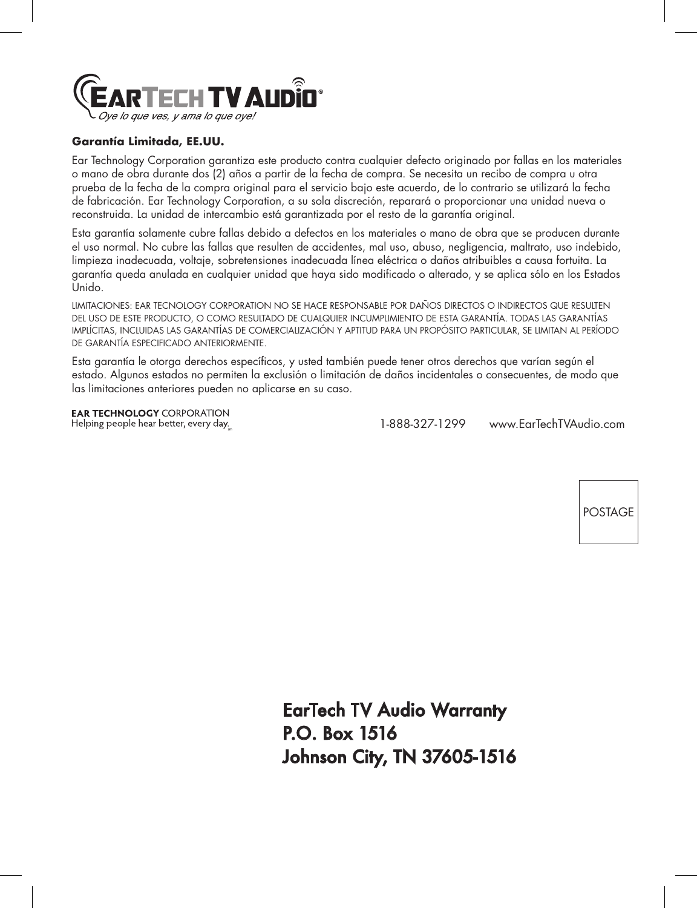EarTech TV Audio®

*Oye lo que ves, y ama lo que oye!*

**Garantía Limitada, EE.UU.**

Ear Technology Corporation garantiza este producto contra cualquier defecto originado por fallas en los materiales o mano de obra durante dos (2) años a partir de la fecha de compra. Se necesita un recibo de compra u otra prueba de la fecha de la compra original para el servicio bajo este acuerdo, de lo contrario se utilizará la fecha de fabricación. Ear Technology Corporation, a su sola discreción, reparará o proporcionar una unidad nueva o reconstruida. La unidad de intercambio está garantizada por el resto de la garantía original.

Esta garantía solamente cubre fallas debido a defectos en los materiales o mano de obra que se producen durante el uso normal. No cubre las fallas que resulten de accidentes, mal uso, abuso, negligencia, maltrato, uso indebido, limpieza inadecuada, voltaje, sobretensiones inadecuada línea eléctrica o daños atribuibles a causa fortuita. La garantía queda anulada en cualquier unidad que haya sido modificado o alterado, y se aplica sólo en los Estados Unido.

LIMITACIONES: EAR TECNOLOGY CORPORATION NO SE HACE RESPONSABLE POR DAÑOS DIRECTOS O INDIRECTOS QUE RESULTEN DEL USO DE ESTE PRODUCTO, O COMO RESULTADO DE CUALQUIER INCUMPLIMIENTO DE ESTA GARANTÍA. TODAS LAS GARANTÍAS IMPLÍCITAS, INCLUIDAS LAS GARANTÍAS DE COMERCIALIZACIÓN Y APTITUD PARA UN PROPÓSITO PARTICULAR, SE LIMITAN AL PERÍODO DE GARANTÍA ESPECIFICADO ANTERIORMENTE.

Esta garantía le otorga derechos específicos, y usted también puede tener otros derechos que varían según el estado. Algunos estados no permiten la exclusión o limitación de daños incidentales o consecuentes, de modo que las limitaciones anteriores pueden no aplicarse en su caso.

**EAR TECHNOLOGY** CORPORATION
Helping people hear better, every day.™

1-888-327-1299 www.EarTechTVAudio.com

POSTAGE

EarTech TV Audio Warranty
P.O. Box 1516
Johnson City, TN 37605-1516